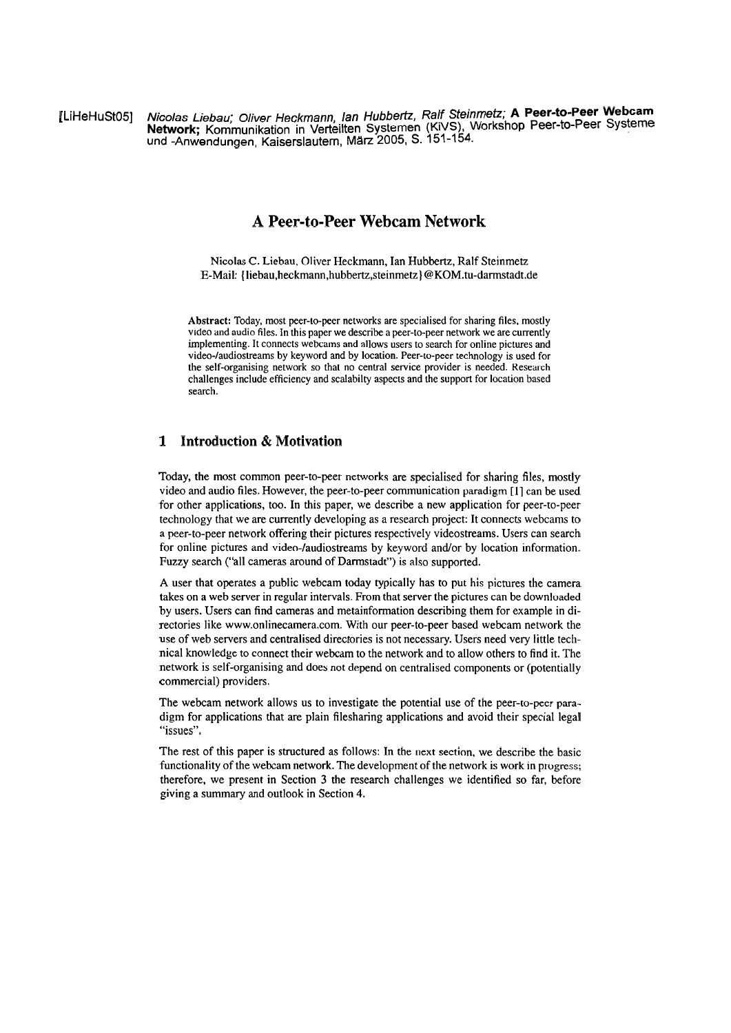[LiHeHuSt05] *Nicolas Liebau; Oliver Heckmann, Ian Hubbertz, Ralf Steinmetz;* **A Peer-to-Peer Webcam Network;** Kommunikation in Verteilten Systemen (KiVS), Workshop Peer-to-Peer Systeme und -Anwendungen, Kaiserslautern, März 2005, S. 151-154.

# A Peer-to-Peer Webcam Network

Nicolas C. Liebau, Oliver Heckmann, Ian Hubbertz, Ralf Steinmetz
E-Mail: {liebau,heckmann,hubbertz,steinmetz}@KOM.tu-darmstadt.de

**Abstract:** Today, most peer-to-peer networks are specialised for sharing files, mostly video and audio files. In this paper we describe a peer-to-peer network we are currently implementing. It connects webcams and allows users to search for online pictures and video-/audiostreams by keyword and by location. Peer-to-peer technology is used for the self-organising network so that no central service provider is needed. Research challenges include efficiency and scalabilty aspects and the support for location based search.

## 1 Introduction & Motivation

Today, the most common peer-to-peer networks are specialised for sharing files, mostly video and audio files. However, the peer-to-peer communication paradigm [1] can be used for other applications, too. In this paper, we describe a new application for peer-to-peer technology that we are currently developing as a research project: It connects webcams to a peer-to-peer network offering their pictures respectively videostreams. Users can search for online pictures and video-/audiostreams by keyword and/or by location information. Fuzzy search ("all cameras around of Darmstadt") is also supported.

A user that operates a public webcam today typically has to put his pictures the camera takes on a web server in regular intervals. From that server the pictures can be downloaded by users. Users can find cameras and metainformation describing them for example in directories like www.onlinecamera.com. With our peer-to-peer based webcam network the use of web servers and centralised directories is not necessary. Users need very little technical knowledge to connect their webcam to the network and to allow others to find it. The network is self-organising and does not depend on centralised components or (potentially commercial) providers.

The webcam network allows us to investigate the potential use of the peer-to-peer paradigm for applications that are plain filesharing applications and avoid their special legal "issues".

The rest of this paper is structured as follows: In the next section, we describe the basic functionality of the webcam network. The development of the network is work in progress; therefore, we present in Section 3 the research challenges we identified so far, before giving a summary and outlook in Section 4.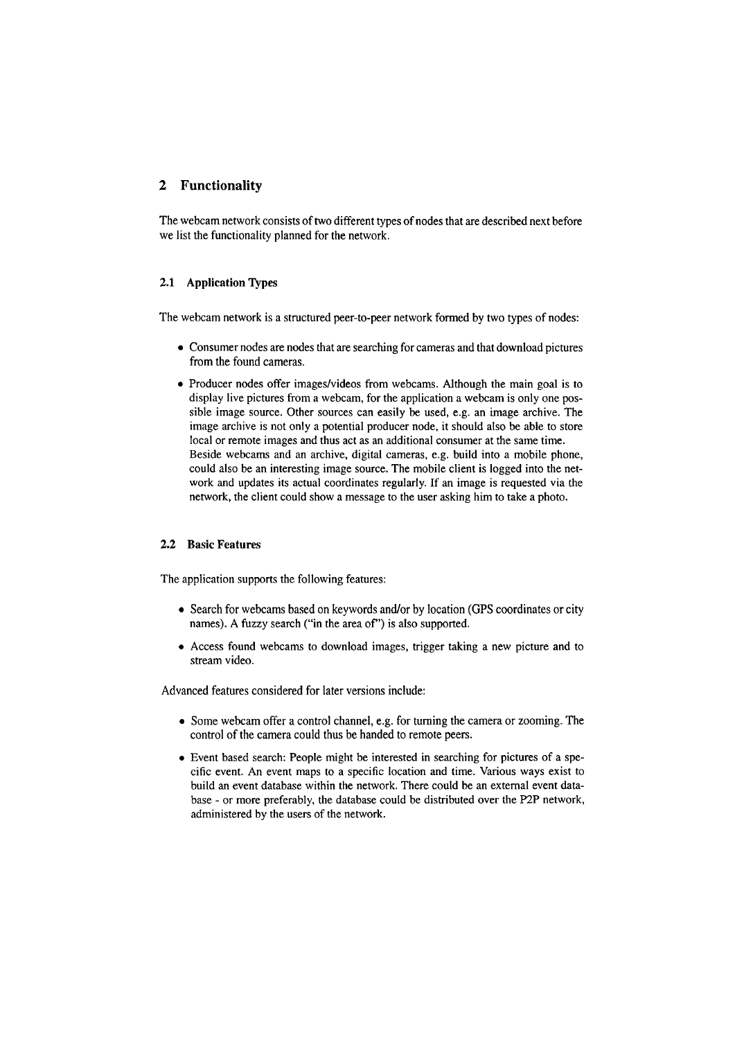## 2 Functionality

The webcam network consists of two different types of nodes that are described next before we list the functionality planned for the network.

### 2.1 Application Types

The webcam network is a structured peer-to-peer network formed by two types of nodes:

- Consumer nodes are nodes that are searching for cameras and that download pictures from the found cameras.
- Producer nodes offer images/videos from webcams. Although the main goal is to display live pictures from a webcam, for the application a webcam is only one possible image source. Other sources can easily be used, e.g. an image archive. The image archive is not only a potential producer node, it should also be able to store local or remote images and thus act as an additional consumer at the same time. Beside webcams and an archive, digital cameras, e.g. build into a mobile phone, could also be an interesting image source. The mobile client is logged into the network and updates its actual coordinates regularly. If an image is requested via the network, the client could show a message to the user asking him to take a photo.

### 2.2 Basic Features

The application supports the following features:

- Search for webcams based on keywords and/or by location (GPS coordinates or city names). A fuzzy search ("in the area of") is also supported.
- Access found webcams to download images, trigger taking a new picture and to stream video.

Advanced features considered for later versions include:

- Some webcam offer a control channel, e.g. for turning the camera or zooming. The control of the camera could thus be handed to remote peers.
- Event based search: People might be interested in searching for pictures of a specific event. An event maps to a specific location and time. Various ways exist to build an event database within the network. There could be an external event database - or more preferably, the database could be distributed over the P2P network, administered by the users of the network.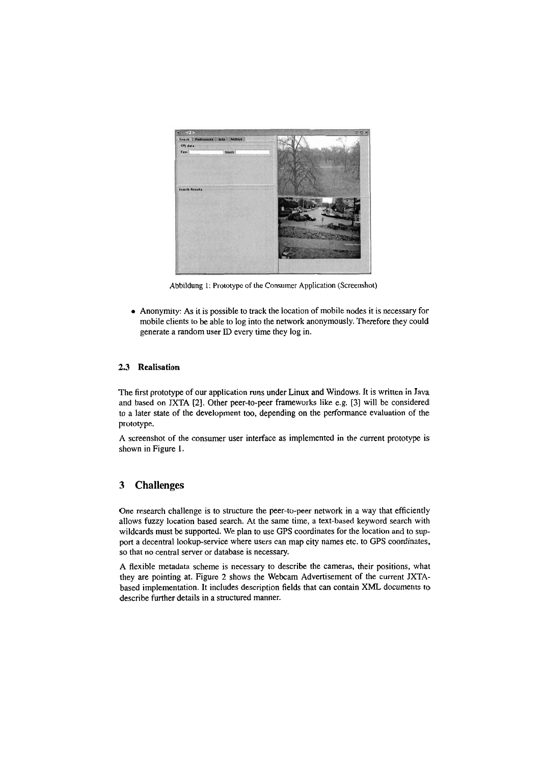Abbildung 1: Prototype of the Consumer Application (Screenshot)

- Anonymity: As it is possible to track the location of mobile nodes it is necessary for mobile clients to be able to log into the network anonymously. Therefore they could generate a random user ID every time they log in.

### 2.3 Realisation

The first prototype of our application runs under Linux and Windows. It is written in Java and based on JXTA [2]. Other peer-to-peer frameworks like e.g. [3] will be considered to a later state of the development too, depending on the performance evaluation of the prototype.

A screenshot of the consumer user interface as implemented in the current prototype is shown in Figure 1.

## 3 Challenges

One research challenge is to structure the peer-to-peer network in a way that efficiently allows fuzzy location based search. At the same time, a text-based keyword search with wildcards must be supported. We plan to use GPS coordinates for the location and to support a decentral lookup-service where users can map city names etc. to GPS coordinates, so that no central server or database is necessary.

A flexible metadata scheme is necessary to describe the cameras, their positions, what they are pointing at. Figure 2 shows the Webcam Advertisement of the current JXTA-based implementation. It includes description fields that can contain XML documents to describe further details in a structured manner.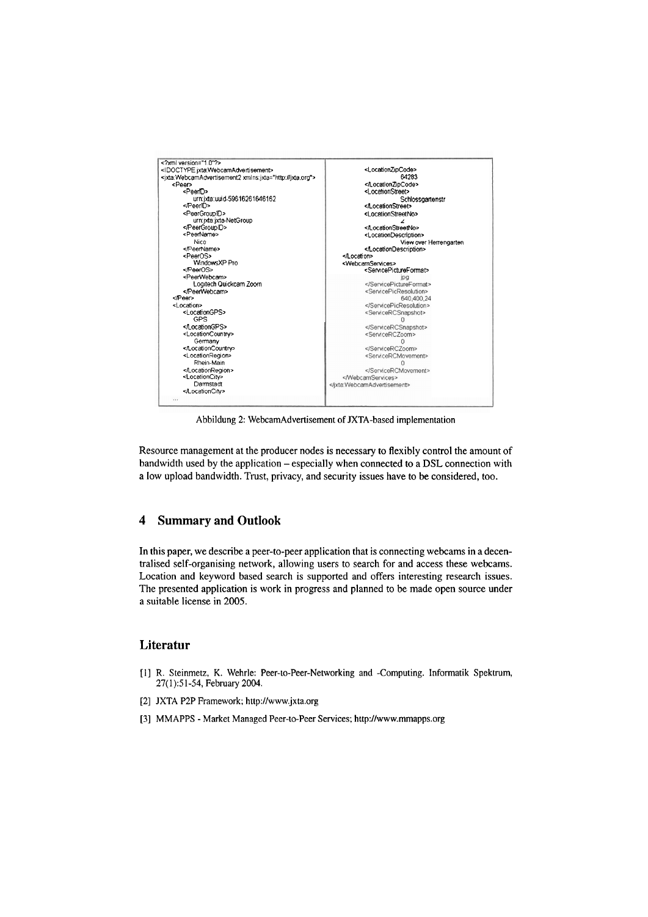```
<?xml version="1.0"?>
<!DOCTYPE jxta:WebcamAdvertisement>
<jxta:WebcamAdvertisement2 xmlns:jxta="http://jxta.org">
    <Peer>
        <PeerID>
            urn:jxta:uuid-59616261646162
        </PeerID>
        <PeerGroupID>
            urn:jxta:jxta-NetGroup
        </PeerGroupID>
        <PeerName>
            Nico
        </PeerName>
        <PeerOS>
            WindowsXP Pro
        </PeerOS>
        <PeerWebcam>
            Logitech Quickcam Zoom
        </PeerWebcam>
    </Peer>
    <Location>
        <LocationGPS>
            GPS
        </LocationGPS>
        <LocationCountry>
            Germany
        </LocationCountry>
        <LocationRegion>
            Rhein-Main
        </LocationRegion>
        <LocationCity>
            Darmstadt
        </LocationCity>
    ...
        <LocationZipCode>
            64283
        </LocationZipCode>
        <LocationStreet>
            Schlossgartenstr
        </LocationStreet>
        <LocationStreetNo>
            2
        </LocationStreetNo>
        <LocationDescription>
            View over Herrengarten
        </LocationDescription>
    </Location>
    <WebcamServices>
        <ServicePictureFormat>
            jpg
        </ServicePictureFormat>
        <ServicePicResolution>
            640,400,24
        </ServicePicResolution>
        <ServiceRCSnapshot>
            0
        </ServiceRCSnapshot>
        <ServiceRCZoom>
            0
        </ServiceRCZoom>
        <ServiceRCMovement>
            0
        </ServiceRCMovement>
    </WebcamServices>
</jxta:WebcamAdvertisement>
```

Abbildung 2: WebcamAdvertisement of JXTA-based implementation

Resource management at the producer nodes is necessary to flexibly control the amount of bandwidth used by the application – especially when connected to a DSL connection with a low upload bandwidth. Trust, privacy, and security issues have to be considered, too.

## 4 Summary and Outlook

In this paper, we describe a peer-to-peer application that is connecting webcams in a decentralised self-organising network, allowing users to search for and access these webcams. Location and keyword based search is supported and offers interesting research issues. The presented application is work in progress and planned to be made open source under a suitable license in 2005.

## Literatur

[1] R. Steinmetz, K. Wehrle: Peer-to-Peer-Networking and -Computing. Informatik Spektrum, 27(1):51-54, February 2004.

[2] JXTA P2P Framework; http://www.jxta.org

[3] MMAPPS - Market Managed Peer-to-Peer Services; http://www.mmapps.org